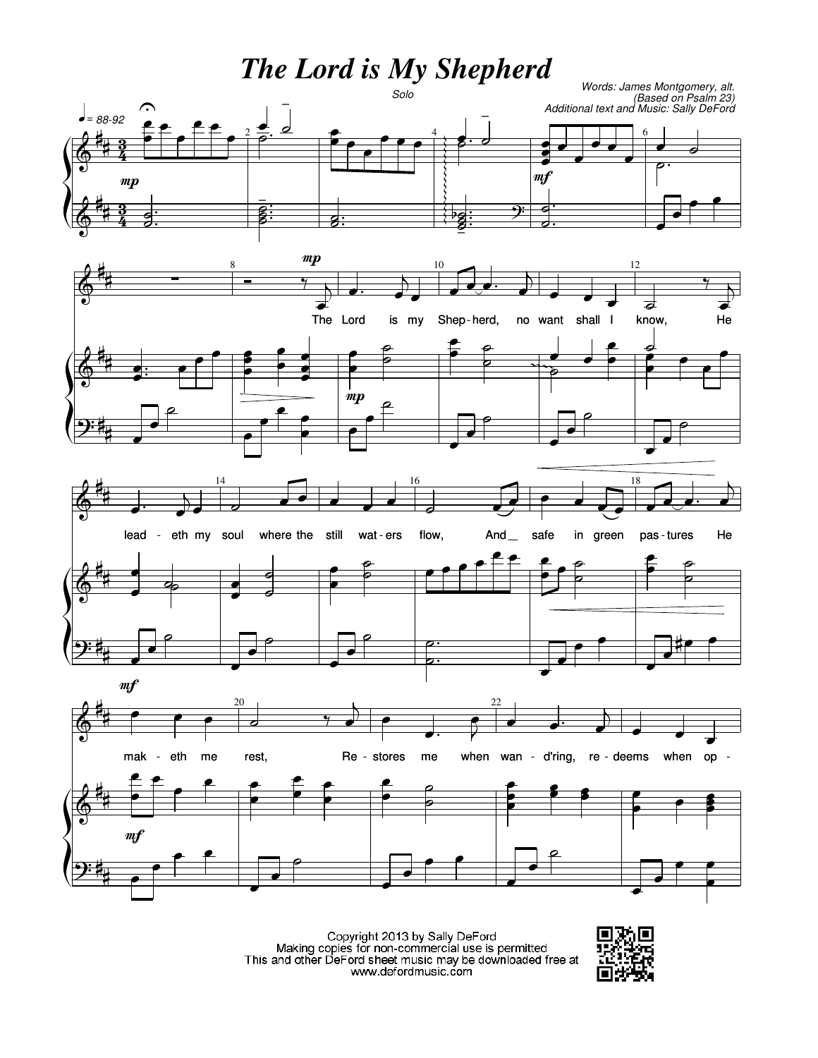# The Lord is My Shepherd

Solo

Words: James Montgomery, alt.
(Based on Psalm 23)
Additional text and Music: Sally DeFord

♩ = 88-92

The Lord is my Shep-herd, no want shall I know, He lead-eth my soul where the still wat-ers flow, And safe in green pas-tures He mak-eth me rest, Re-stores me when wan-d'ring, re-deems when op-

Copyright 2013 by Sally DeFord
Making copies for non-commercial use is permitted
This and other DeFord sheet music may be downloaded free at
www.defordmusic.com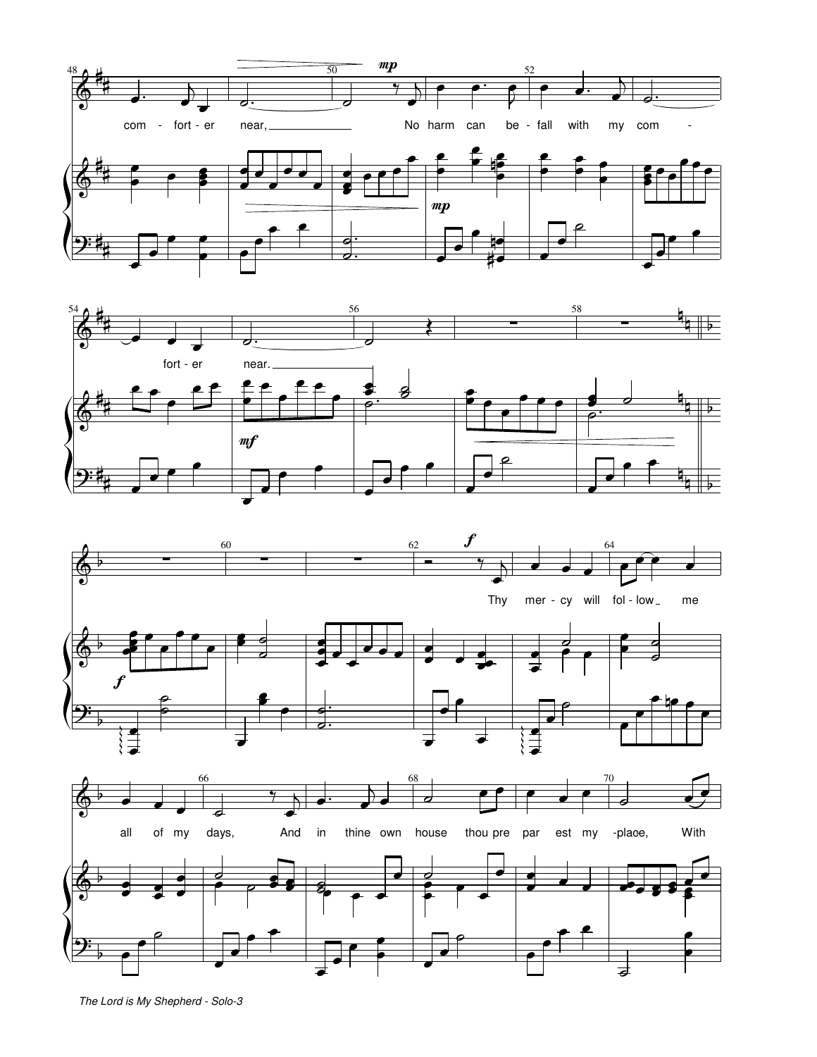com - fort - er near,

No harm can be - fall with my com - fort - er near.

Thy mer - cy will fol - low me all of my days,

And in thine own house thou pre par est my -place, With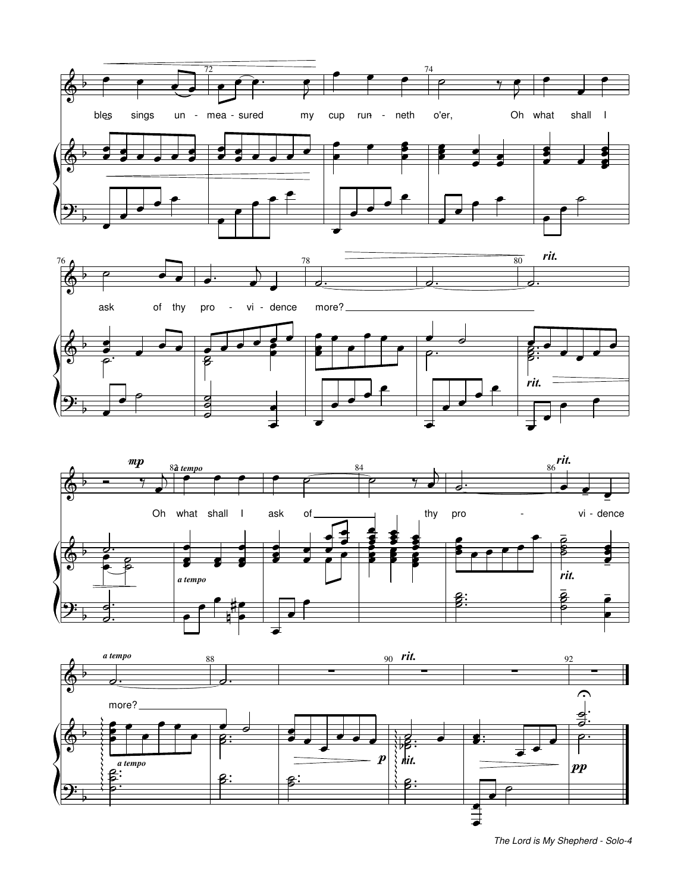bles sings un - mea - sured my cup run - neth o'er, Oh what shall I ask of thy pro - vi - dence more?

Oh what shall I ask of thy pro - vi - dence more?